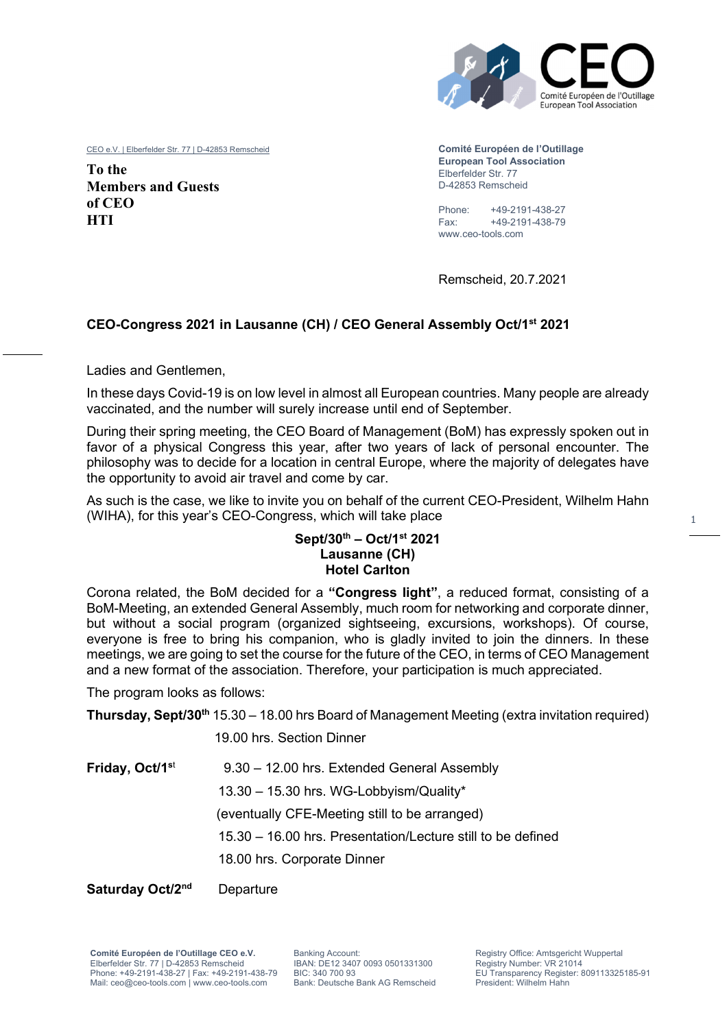CEO e.V. | Elberfelder Str. 77 | D-42853 Remscheid

**To the**
**Members and Guests**
**of CEO**
**HTI**

**Comité Européen de l'Outillage**
**European Tool Association**
Elberfelder Str. 77
D-42853 Remscheid

Phone: +49-2191-438-27
Fax: +49-2191-438-79
www.ceo-tools.com

Remscheid, 20.7.2021

**CEO-Congress 2021 in Lausanne (CH) / CEO General Assembly Oct/1st 2021**

Ladies and Gentlemen,

In these days Covid-19 is on low level in almost all European countries. Many people are already vaccinated, and the number will surely increase until end of September.

During their spring meeting, the CEO Board of Management (BoM) has expressly spoken out in favor of a physical Congress this year, after two years of lack of personal encounter. The philosophy was to decide for a location in central Europe, where the majority of delegates have the opportunity to avoid air travel and come by car.

As such is the case, we like to invite you on behalf of the current CEO-President, Wilhelm Hahn (WIHA), for this year's CEO-Congress, which will take place

**Sept/30th – Oct/1st 2021**
**Lausanne (CH)**
**Hotel Carlton**

Corona related, the BoM decided for a **"Congress light"**, a reduced format, consisting of a BoM-Meeting, an extended General Assembly, much room for networking and corporate dinner, but without a social program (organized sightseeing, excursions, workshops). Of course, everyone is free to bring his companion, who is gladly invited to join the dinners. In these meetings, we are going to set the course for the future of the CEO, in terms of CEO Management and a new format of the association. Therefore, your participation is much appreciated.

The program looks as follows:

**Thursday, Sept/30th** 15.30 – 18.00 hrs Board of Management Meeting (extra invitation required)
19.00 hrs. Section Dinner

**Friday, Oct/1st** 9.30 – 12.00 hrs. Extended General Assembly
13.30 – 15.30 hrs. WG-Lobbyism/Quality*
(eventually CFE-Meeting still to be arranged)
15.30 – 16.00 hrs. Presentation/Lecture still to be defined
18.00 hrs. Corporate Dinner

**Saturday Oct/2nd** Departure

**Comité Européen de l'Outillage CEO e.V.**
Elberfelder Str. 77 | D-42853 Remscheid
Phone: +49-2191-438-27 | Fax: +49-2191-438-79
Mail: ceo@ceo-tools.com | www.ceo-tools.com

Banking Account:
IBAN: DE12 3407 0093 0501331300
BIC: 340 700 93
Bank: Deutsche Bank AG Remscheid

Registry Office: Amtsgericht Wuppertal
Registry Number: VR 21014
EU Transparency Register: 809113325185-91
President: Wilhelm Hahn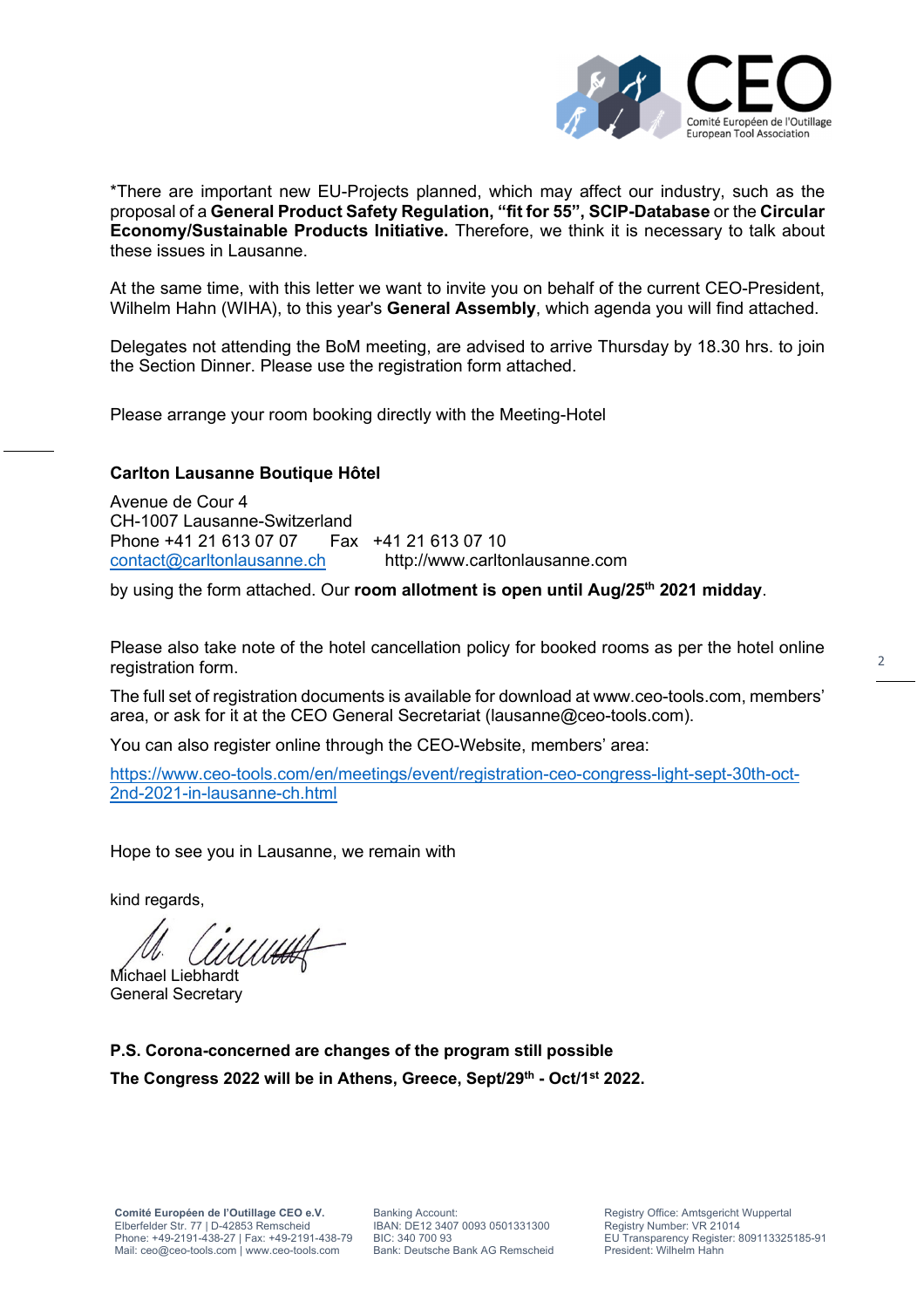*There are important new EU-Projects planned, which may affect our industry, such as the proposal of a **General Product Safety Regulation, "fit for 55", SCIP-Database** or the **Circular Economy/Sustainable Products Initiative.** Therefore, we think it is necessary to talk about these issues in Lausanne.

At the same time, with this letter we want to invite you on behalf of the current CEO-President, Wilhelm Hahn (WIHA), to this year's **General Assembly**, which agenda you will find attached.

Delegates not attending the BoM meeting, are advised to arrive Thursday by 18.30 hrs. to join the Section Dinner. Please use the registration form attached.

Please arrange your room booking directly with the Meeting-Hotel

**Carlton Lausanne Boutique Hôtel**

Avenue de Cour 4
CH-1007 Lausanne-Switzerland
Phone +41 21 613 07 07 Fax +41 21 613 07 10
contact@carltonlausanne.ch http://www.carltonlausanne.com

by using the form attached. Our **room allotment is open until Aug/25th 2021 midday**.

Please also take note of the hotel cancellation policy for booked rooms as per the hotel online registration form.

The full set of registration documents is available for download at www.ceo-tools.com, members' area, or ask for it at the CEO General Secretariat (lausanne@ceo-tools.com).

You can also register online through the CEO-Website, members' area:

https://www.ceo-tools.com/en/meetings/event/registration-ceo-congress-light-sept-30th-oct-2nd-2021-in-lausanne-ch.html

Hope to see you in Lausanne, we remain with

kind regards,

Michael Liebhardt
General Secretary

**P.S. Corona-concerned are changes of the program still possible**

**The Congress 2022 will be in Athens, Greece, Sept/29th - Oct/1st 2022.**

**Comité Européen de l'Outillage CEO e.V.**
Elberfelder Str. 77 | D-42853 Remscheid
Phone: +49-2191-438-27 | Fax: +49-2191-438-79
Mail: ceo@ceo-tools.com | www.ceo-tools.com

Banking Account:
IBAN: DE12 3407 0093 0501331300
BIC: 340 700 93
Bank: Deutsche Bank AG Remscheid

Registry Office: Amtsgericht Wuppertal
Registry Number: VR 21014
EU Transparency Register: 809113325185-91
President: Wilhelm Hahn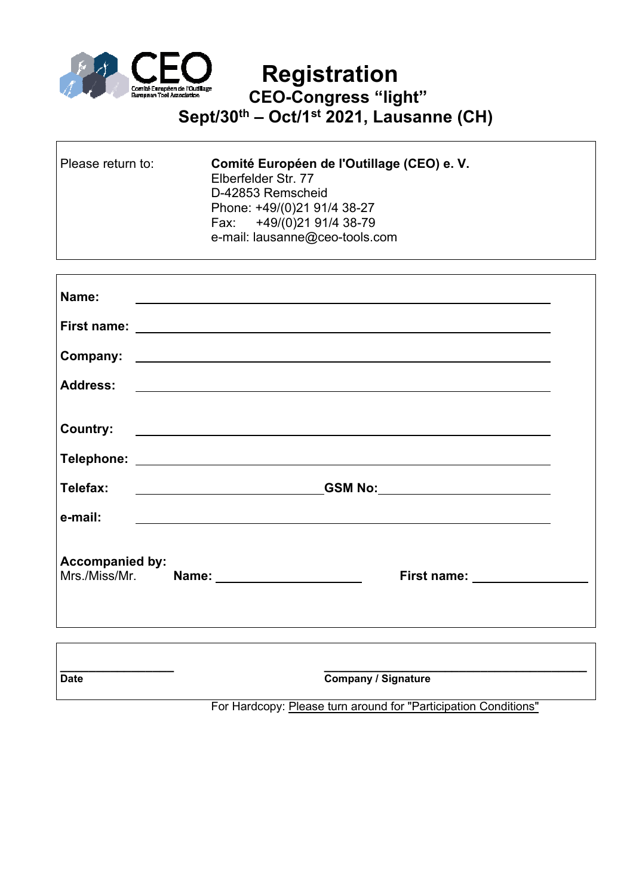# Registration

## CEO-Congress “light”

## Sept/30$^{th}$ – Oct/1$^{st}$ 2021, Lausanne (CH)

Please return to:

**Comité Européen de l'Outillage (CEO) e. V.**
Elberfelder Str. 77
D-42853 Remscheid
Phone: +49/(0)21 91/4 38-27
Fax: +49/(0)21 91/4 38-79
e-mail: lausanne@ceo-tools.com

**Name:** ______________________________

**First name:** ______________________________

**Company:** ______________________________

**Address:** ______________________________

**Country:** ______________________________

**Telephone:** ______________________________

**Telefax:** ______________ **GSM No:** ______________

**e-mail:** ______________________________

**Accompanied by:**
Mrs./Miss/Mr. **Name:** ______________ **First name:** ______________

______________ ______________
**Date** **Company / Signature**

For Hardcopy: Please turn around for "Participation Conditions"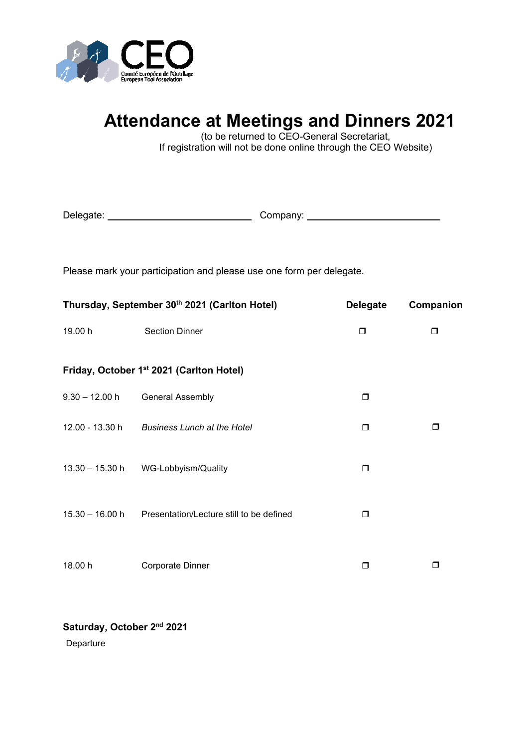CEO
Comité Européen de l'Outillage
European Tool Association

# Attendance at Meetings and Dinners 2021

(to be returned to CEO-General Secretariat,
If registration will not be done online through the CEO Website)

Delegate: ______________________ Company: ______________________

Please mark your participation and please use one form per delegate.

| **Thursday, September 30th 2021 (Carlton Hotel)** | | **Delegate** | **Companion** |
|---|---|---|---|
| 19.00 h | Section Dinner | ❐ | ❐ |
| **Friday, October 1st 2021 (Carlton Hotel)** | | | |
| 9.30 – 12.00 h | General Assembly | ❐ | |
| 12.00 - 13.30 h | *Business Lunch at the Hotel* | ❐ | ❐ |
| 13.30 – 15.30 h | WG-Lobbyism/Quality | ❐ | |
| 15.30 – 16.00 h | Presentation/Lecture still to be defined | ❐ | |
| 18.00 h | Corporate Dinner | ❐ | ❐ |

**Saturday, October 2nd 2021**

Departure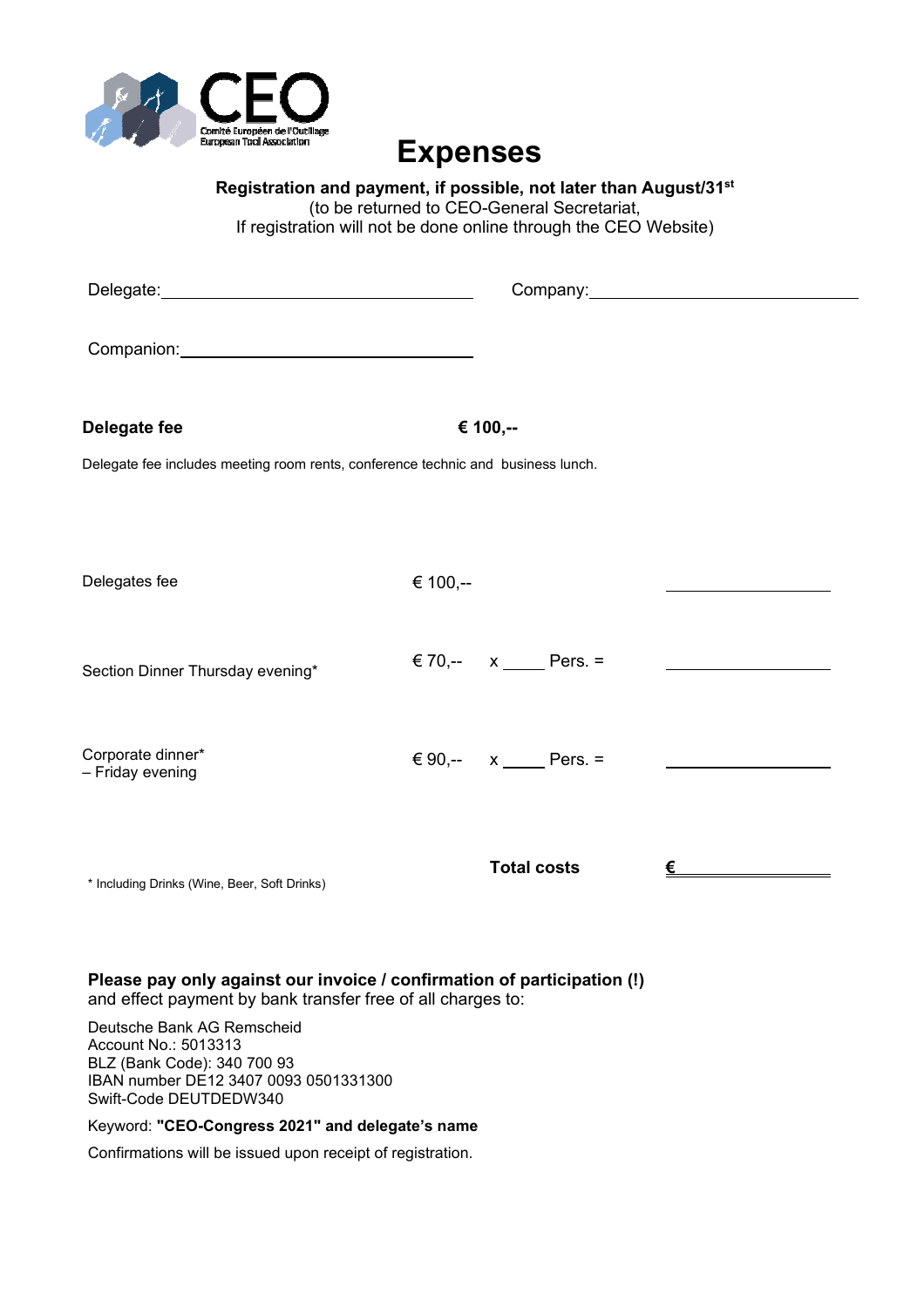CEO
Comité Européen de l'Outillage
European Tool Association

# Expenses

**Registration and payment, if possible, not later than August/31st**
(to be returned to CEO-General Secretariat,
If registration will not be done online through the CEO Website)

Delegate: ______________________ Company: ______________________

Companion: ______________________

**Delegate fee** **€ 100,--**

Delegate fee includes meeting room rents, conference technic and business lunch.

| | | | |
|---|---|---|---|
| Delegates fee | € 100,-- | | ________ |
| Section Dinner Thursday evening* | € 70,-- | x _____ Pers. = | ________ |
| Corporate dinner* – Friday evening | € 90,-- | x _____ Pers. = | ________ |
| | | **Total costs** | **€** ________ |

\* Including Drinks (Wine, Beer, Soft Drinks)

**Please pay only against our invoice / confirmation of participation (!)**
and effect payment by bank transfer free of all charges to:

Deutsche Bank AG Remscheid
Account No.: 5013313
BLZ (Bank Code): 340 700 93
IBAN number DE12 3407 0093 0501331300
Swift-Code DEUTDEDW340

Keyword: **"CEO-Congress 2021" and delegate's name**

Confirmations will be issued upon receipt of registration.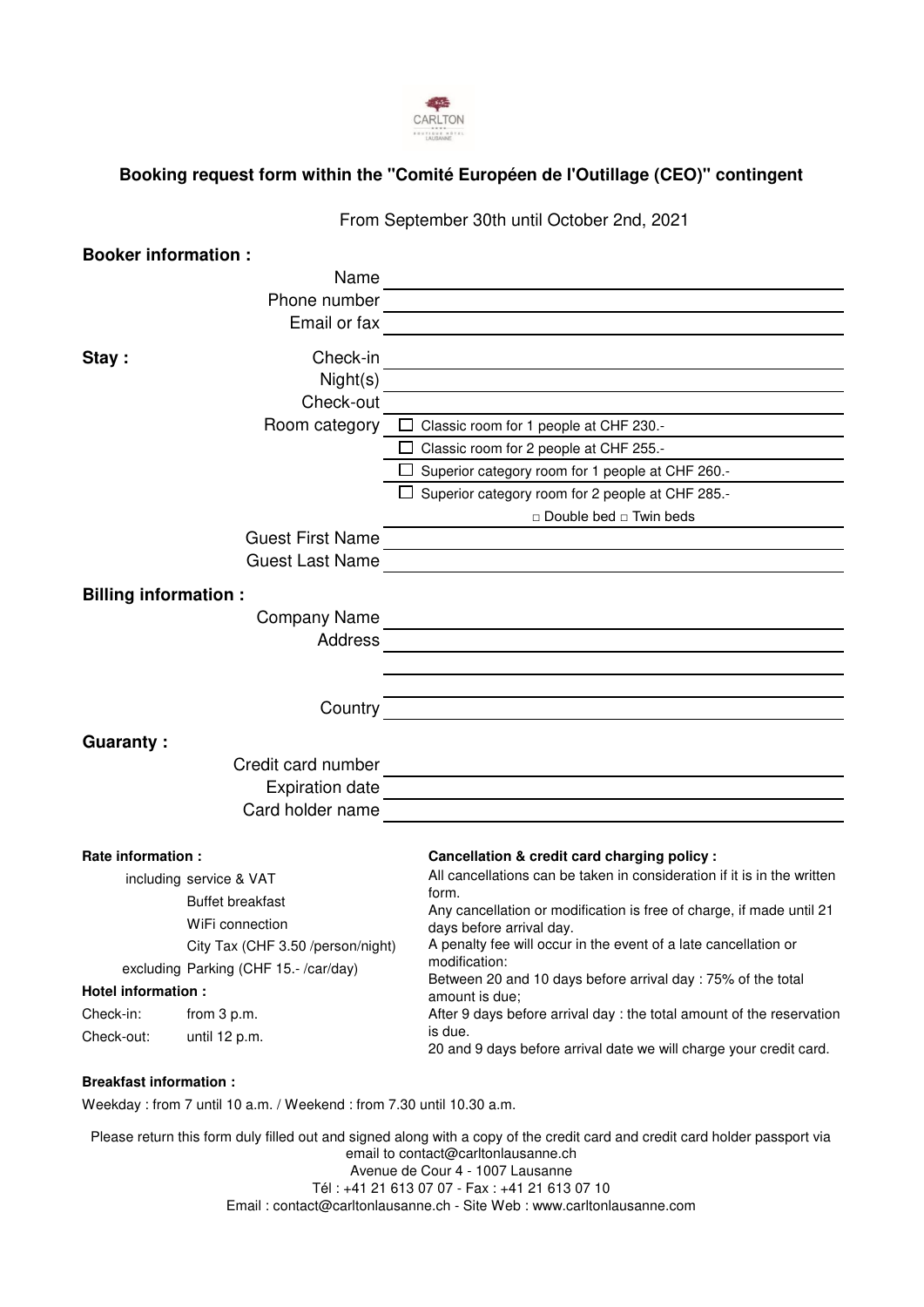CARLTON

# Booking request form within the "Comité Européen de l'Outillage (CEO)" contingent

From September 30th until October 2nd, 2021

## Booker information :

Name \_\_\_\_\_\_\_\_\_\_\_\_\_\_\_\_\_\_\_\_

Phone number \_\_\_\_\_\_\_\_\_\_\_\_\_\_\_\_\_\_\_\_

Email or fax \_\_\_\_\_\_\_\_\_\_\_\_\_\_\_\_\_\_\_\_

## Stay :

Check-in \_\_\_\_\_\_\_\_\_\_\_\_\_\_\_\_\_\_\_\_

Night(s) \_\_\_\_\_\_\_\_\_\_\_\_\_\_\_\_\_\_\_\_

Check-out \_\_\_\_\_\_\_\_\_\_\_\_\_\_\_\_\_\_\_\_

Room category
- ☐ Classic room for 1 people at CHF 230.-
- ☐ Classic room for 2 people at CHF 255.-
- ☐ Superior category room for 1 people at CHF 260.-
- ☐ Superior category room for 2 people at CHF 285.-

□ Double bed □ Twin beds

Guest First Name \_\_\_\_\_\_\_\_\_\_\_\_\_\_\_\_\_\_\_\_

Guest Last Name \_\_\_\_\_\_\_\_\_\_\_\_\_\_\_\_\_\_\_\_

## Billing information :

Company Name \_\_\_\_\_\_\_\_\_\_\_\_\_\_\_\_\_\_\_\_

Address \_\_\_\_\_\_\_\_\_\_\_\_\_\_\_\_\_\_\_\_

Country \_\_\_\_\_\_\_\_\_\_\_\_\_\_\_\_\_\_\_\_

## Guaranty :

Credit card number \_\_\_\_\_\_\_\_\_\_\_\_\_\_\_\_\_\_\_\_

Expiration date \_\_\_\_\_\_\_\_\_\_\_\_\_\_\_\_\_\_\_\_

Card holder name \_\_\_\_\_\_\_\_\_\_\_\_\_\_\_\_\_\_\_\_

**Rate information :**

including service & VAT
- Buffet breakfast
- WiFi connection
- City Tax (CHF 3.50 /person/night)

excluding Parking (CHF 15.- /car/day)

**Hotel information :**

Check-in: from 3 p.m.

Check-out: until 12 p.m.

**Cancellation & credit card charging policy :**

All cancellations can be taken in consideration if it is in the written form.
Any cancellation or modification is free of charge, if made until 21 days before arrival day.
A penalty fee will occur in the event of a late cancellation or modification:
Between 20 and 10 days before arrival day : 75% of the total amount is due;
After 9 days before arrival day : the total amount of the reservation is due.
20 and 9 days before arrival date we will charge your credit card.

**Breakfast information :**

Weekday : from 7 until 10 a.m. / Weekend : from 7.30 until 10.30 a.m.

Please return this form duly filled out and signed along with a copy of the credit card and credit card holder passport via email to contact@carltonlausanne.ch
Avenue de Cour 4 - 1007 Lausanne
Tél : +41 21 613 07 07 - Fax : +41 21 613 07 10
Email : contact@carltonlausanne.ch - Site Web : www.carltonlausanne.com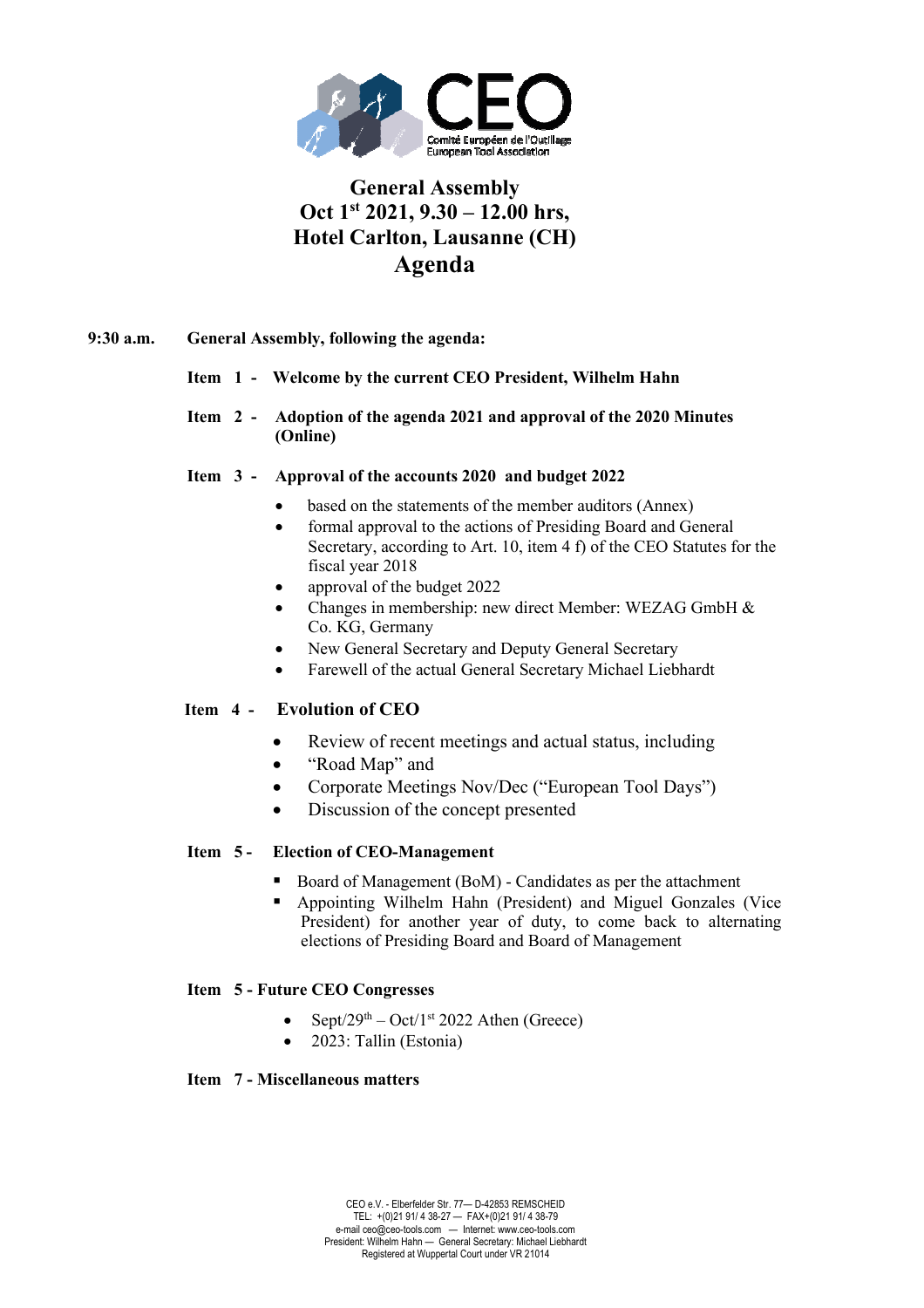# General Assembly

## Oct 1st 2021, 9.30 – 12.00 hrs, Hotel Carlton, Lausanne (CH)

## Agenda

**9:30 a.m.** **General Assembly, following the agenda:**

**Item 1 - Welcome by the current CEO President, Wilhelm Hahn**

**Item 2 - Adoption of the agenda 2021 and approval of the 2020 Minutes (Online)**

**Item 3 - Approval of the accounts 2020 and budget 2022**

- based on the statements of the member auditors (Annex)
- formal approval to the actions of Presiding Board and General Secretary, according to Art. 10, item 4 f) of the CEO Statutes for the fiscal year 2018
- approval of the budget 2022
- Changes in membership: new direct Member: WEZAG GmbH & Co. KG, Germany
- New General Secretary and Deputy General Secretary
- Farewell of the actual General Secretary Michael Liebhardt

**Item 4 - Evolution of CEO**

- Review of recent meetings and actual status, including
- "Road Map" and
- Corporate Meetings Nov/Dec ("European Tool Days")
- Discussion of the concept presented

**Item 5 - Election of CEO-Management**

- Board of Management (BoM) - Candidates as per the attachment
- Appointing Wilhelm Hahn (President) and Miguel Gonzales (Vice President) for another year of duty, to come back to alternating elections of Presiding Board and Board of Management

**Item 5 - Future CEO Congresses**

- Sept/29th – Oct/1st 2022 Athen (Greece)
- 2023: Tallin (Estonia)

**Item 7 - Miscellaneous matters**

CEO e.V. - Elberfelder Str. 77— D-42853 REMSCHEID
TEL: +(0)21 91/ 4 38-27 — FAX+(0)21 91/ 4 38-79
e-mail ceo@ceo-tools.com — Internet: www.ceo-tools.com
President: Wilhelm Hahn — General Secretary: Michael Liebhardt
Registered at Wuppertal Court under VR 21014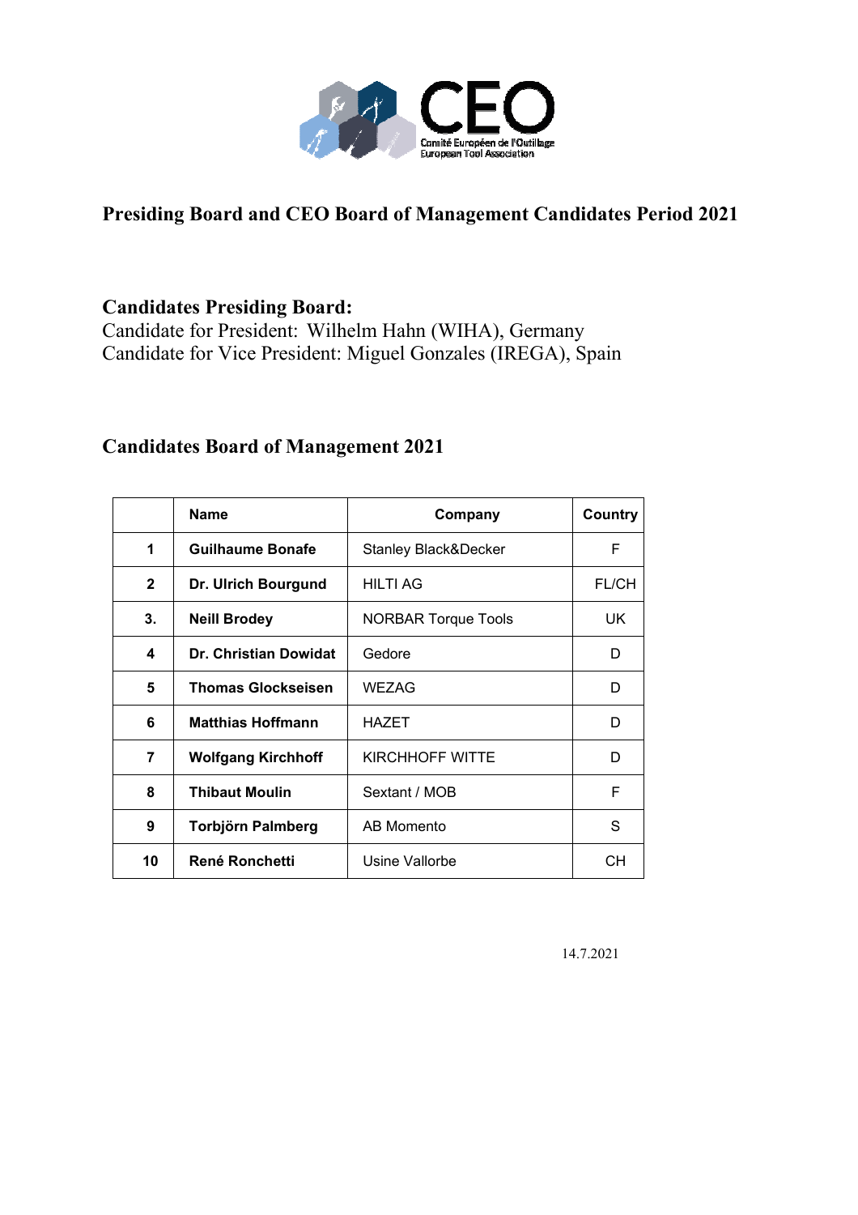# Presiding Board and CEO Board of Management Candidates Period 2021

## Candidates Presiding Board:

Candidate for President: Wilhelm Hahn (WIHA), Germany
Candidate for Vice President: Miguel Gonzales (IREGA), Spain

## Candidates Board of Management 2021

| | Name | Company | Country |
|---|---|---|---|
| 1 | **Guilhaume Bonafe** | Stanley Black&Decker | F |
| 2 | **Dr. Ulrich Bourgund** | HILTI AG | FL/CH |
| 3. | **Neill Brodey** | NORBAR Torque Tools | UK |
| 4 | **Dr. Christian Dowidat** | Gedore | D |
| 5 | **Thomas Glockseisen** | WEZAG | D |
| 6 | **Matthias Hoffmann** | HAZET | D |
| 7 | **Wolfgang Kirchhoff** | KIRCHHOFF WITTE | D |
| 8 | **Thibaut Moulin** | Sextant / MOB | F |
| 9 | **Torbjörn Palmberg** | AB Momento | S |
| 10 | **René Ronchetti** | Usine Vallorbe | CH |

14.7.2021